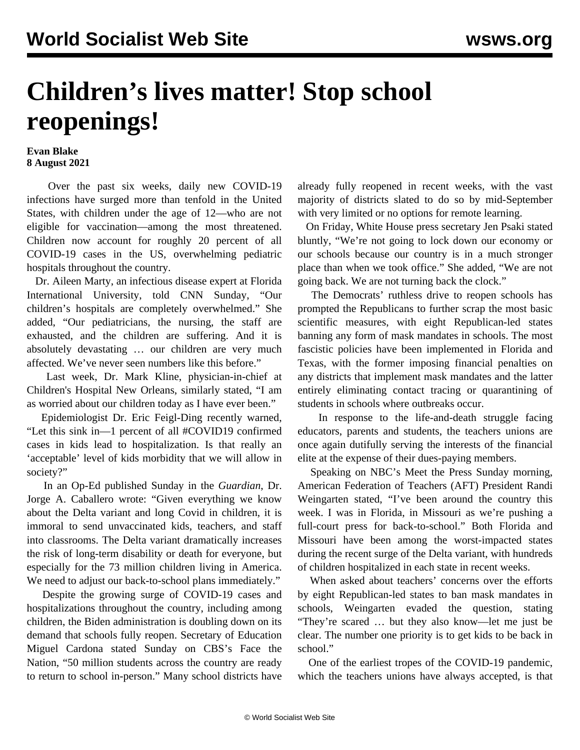# Children's lives matter! Stop school reopenings!

**Evan Blake**
**8 August 2021**

Over the past six weeks, daily new COVID-19 infections have surged more than tenfold in the United States, with children under the age of 12—who are not eligible for vaccination—among the most threatened. Children now account for roughly 20 percent of all COVID-19 cases in the US, overwhelming pediatric hospitals throughout the country.

Dr. Aileen Marty, an infectious disease expert at Florida International University, told CNN Sunday, "Our children's hospitals are completely overwhelmed." She added, "Our pediatricians, the nursing, the staff are exhausted, and the children are suffering. And it is absolutely devastating … our children are very much affected. We've never seen numbers like this before."

Last week, Dr. Mark Kline, physician-in-chief at Children's Hospital New Orleans, similarly stated, "I am as worried about our children today as I have ever been."

Epidemiologist Dr. Eric Feigl-Ding recently warned, "Let this sink in—1 percent of all #COVID19 confirmed cases in kids lead to hospitalization. Is that really an 'acceptable' level of kids morbidity that we will allow in society?"

In an Op-Ed published Sunday in the *Guardian*, Dr. Jorge A. Caballero wrote: "Given everything we know about the Delta variant and long Covid in children, it is immoral to send unvaccinated kids, teachers, and staff into classrooms. The Delta variant dramatically increases the risk of long-term disability or death for everyone, but especially for the 73 million children living in America. We need to adjust our back-to-school plans immediately."

Despite the growing surge of COVID-19 cases and hospitalizations throughout the country, including among children, the Biden administration is doubling down on its demand that schools fully reopen. Secretary of Education Miguel Cardona stated Sunday on CBS's Face the Nation, "50 million students across the country are ready to return to school in-person." Many school districts have already fully reopened in recent weeks, with the vast majority of districts slated to do so by mid-September with very limited or no options for remote learning.

On Friday, White House press secretary Jen Psaki stated bluntly, "We're not going to lock down our economy or our schools because our country is in a much stronger place than when we took office." She added, "We are not going back. We are not turning back the clock."

The Democrats' ruthless drive to reopen schools has prompted the Republicans to further scrap the most basic scientific measures, with eight Republican-led states banning any form of mask mandates in schools. The most fascistic policies have been implemented in Florida and Texas, with the former imposing financial penalties on any districts that implement mask mandates and the latter entirely eliminating contact tracing or quarantining of students in schools where outbreaks occur.

In response to the life-and-death struggle facing educators, parents and students, the teachers unions are once again dutifully serving the interests of the financial elite at the expense of their dues-paying members.

Speaking on NBC's Meet the Press Sunday morning, American Federation of Teachers (AFT) President Randi Weingarten stated, "I've been around the country this week. I was in Florida, in Missouri as we're pushing a full-court press for back-to-school." Both Florida and Missouri have been among the worst-impacted states during the recent surge of the Delta variant, with hundreds of children hospitalized in each state in recent weeks.

When asked about teachers' concerns over the efforts by eight Republican-led states to ban mask mandates in schools, Weingarten evaded the question, stating "They're scared … but they also know—let me just be clear. The number one priority is to get kids to be back in school."

One of the earliest tropes of the COVID-19 pandemic, which the teachers unions have always accepted, is that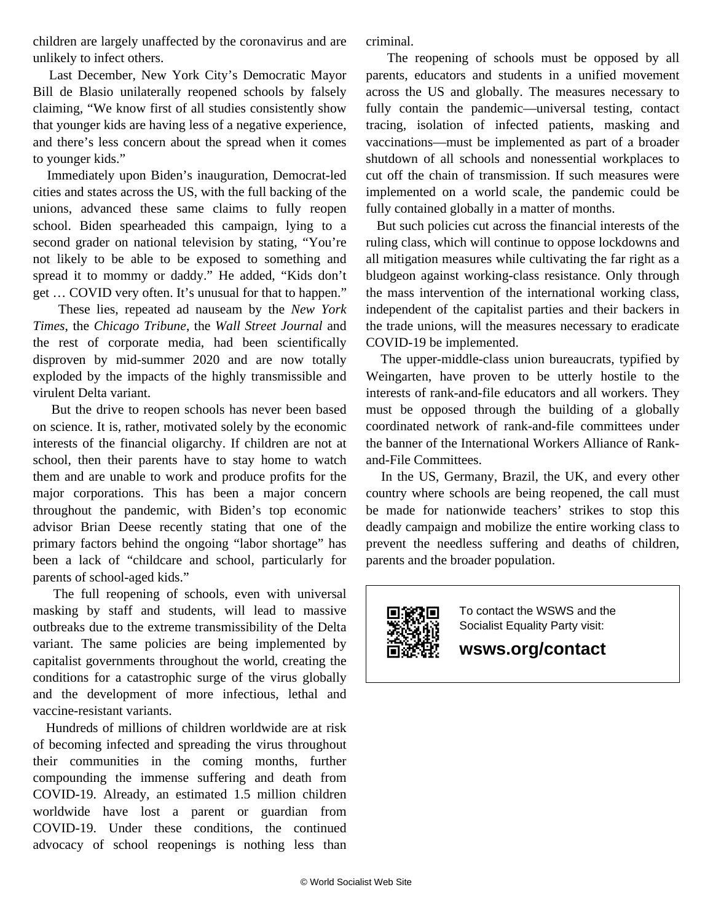children are largely unaffected by the coronavirus and are unlikely to infect others.

Last December, New York City's Democratic Mayor Bill de Blasio unilaterally reopened schools by falsely claiming, "We know first of all studies consistently show that younger kids are having less of a negative experience, and there's less concern about the spread when it comes to younger kids."

Immediately upon Biden's inauguration, Democrat-led cities and states across the US, with the full backing of the unions, advanced these same claims to fully reopen school. Biden spearheaded this campaign, lying to a second grader on national television by stating, "You're not likely to be able to be exposed to something and spread it to mommy or daddy." He added, "Kids don't get … COVID very often. It's unusual for that to happen."

These lies, repeated ad nauseam by the *New York Times*, the *Chicago Tribune*, the *Wall Street Journal* and the rest of corporate media, had been scientifically disproven by mid-summer 2020 and are now totally exploded by the impacts of the highly transmissible and virulent Delta variant.

But the drive to reopen schools has never been based on science. It is, rather, motivated solely by the economic interests of the financial oligarchy. If children are not at school, then their parents have to stay home to watch them and are unable to work and produce profits for the major corporations. This has been a major concern throughout the pandemic, with Biden's top economic advisor Brian Deese recently stating that one of the primary factors behind the ongoing "labor shortage" has been a lack of "childcare and school, particularly for parents of school-aged kids."

The full reopening of schools, even with universal masking by staff and students, will lead to massive outbreaks due to the extreme transmissibility of the Delta variant. The same policies are being implemented by capitalist governments throughout the world, creating the conditions for a catastrophic surge of the virus globally and the development of more infectious, lethal and vaccine-resistant variants.

Hundreds of millions of children worldwide are at risk of becoming infected and spreading the virus throughout their communities in the coming months, further compounding the immense suffering and death from COVID-19. Already, an estimated 1.5 million children worldwide have lost a parent or guardian from COVID-19. Under these conditions, the continued advocacy of school reopenings is nothing less than criminal.

The reopening of schools must be opposed by all parents, educators and students in a unified movement across the US and globally. The measures necessary to fully contain the pandemic—universal testing, contact tracing, isolation of infected patients, masking and vaccinations—must be implemented as part of a broader shutdown of all schools and nonessential workplaces to cut off the chain of transmission. If such measures were implemented on a world scale, the pandemic could be fully contained globally in a matter of months.

But such policies cut across the financial interests of the ruling class, which will continue to oppose lockdowns and all mitigation measures while cultivating the far right as a bludgeon against working-class resistance. Only through the mass intervention of the international working class, independent of the capitalist parties and their backers in the trade unions, will the measures necessary to eradicate COVID-19 be implemented.

The upper-middle-class union bureaucrats, typified by Weingarten, have proven to be utterly hostile to the interests of rank-and-file educators and all workers. They must be opposed through the building of a globally coordinated network of rank-and-file committees under the banner of the International Workers Alliance of Rank-and-File Committees.

In the US, Germany, Brazil, the UK, and every other country where schools are being reopened, the call must be made for nationwide teachers' strikes to stop this deadly campaign and mobilize the entire working class to prevent the needless suffering and deaths of children, parents and the broader population.

To contact the WSWS and the Socialist Equality Party visit:

**wsws.org/contact**